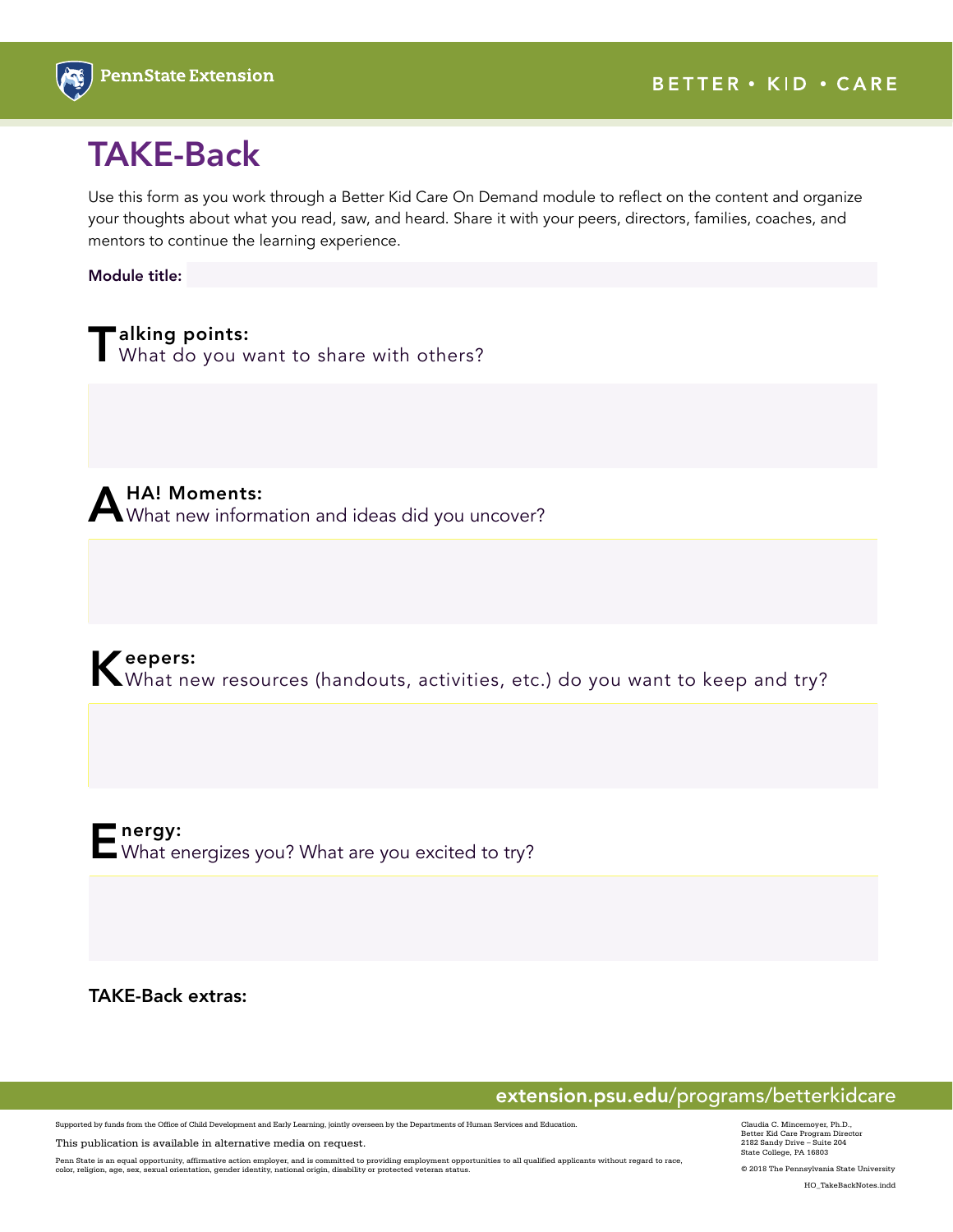PennState Extension

BETTER • KID • CARE

# TAKE-Back

Use this form as you work through a Better Kid Care On Demand module to reflect on the content and organize your thoughts about what you read, saw, and heard. Share it with your peers, directors, families, coaches, and mentors to continue the learning experience.

**Module title:**

## Talking points:

What do you want to share with others?

## AHA! Moments:

What new information and ideas did you uncover?

## Keepers:

What new resources (handouts, activities, etc.) do you want to keep and try?

## Energy:

What energizes you? What are you excited to try?

**TAKE-Back extras:**

**extension.psu.edu**/programs/betterkidcare

Supported by funds from the Office of Child Development and Early Learning, jointly overseen by the Departments of Human Services and Education.

This publication is available in alternative media on request.

Penn State is an equal opportunity, affirmative action employer, and is committed to providing employment opportunities to all qualified applicants without regard to race, color, religion, age, sex, sexual orientation, gender identity, national origin, disability or protected veteran status.

Claudia C. Mincemoyer, Ph.D.,
Better Kid Care Program Director
2182 Sandy Drive – Suite 204
State College, PA 16803

© 2018 The Pennsylvania State University

HO_TakeBackNotes.indd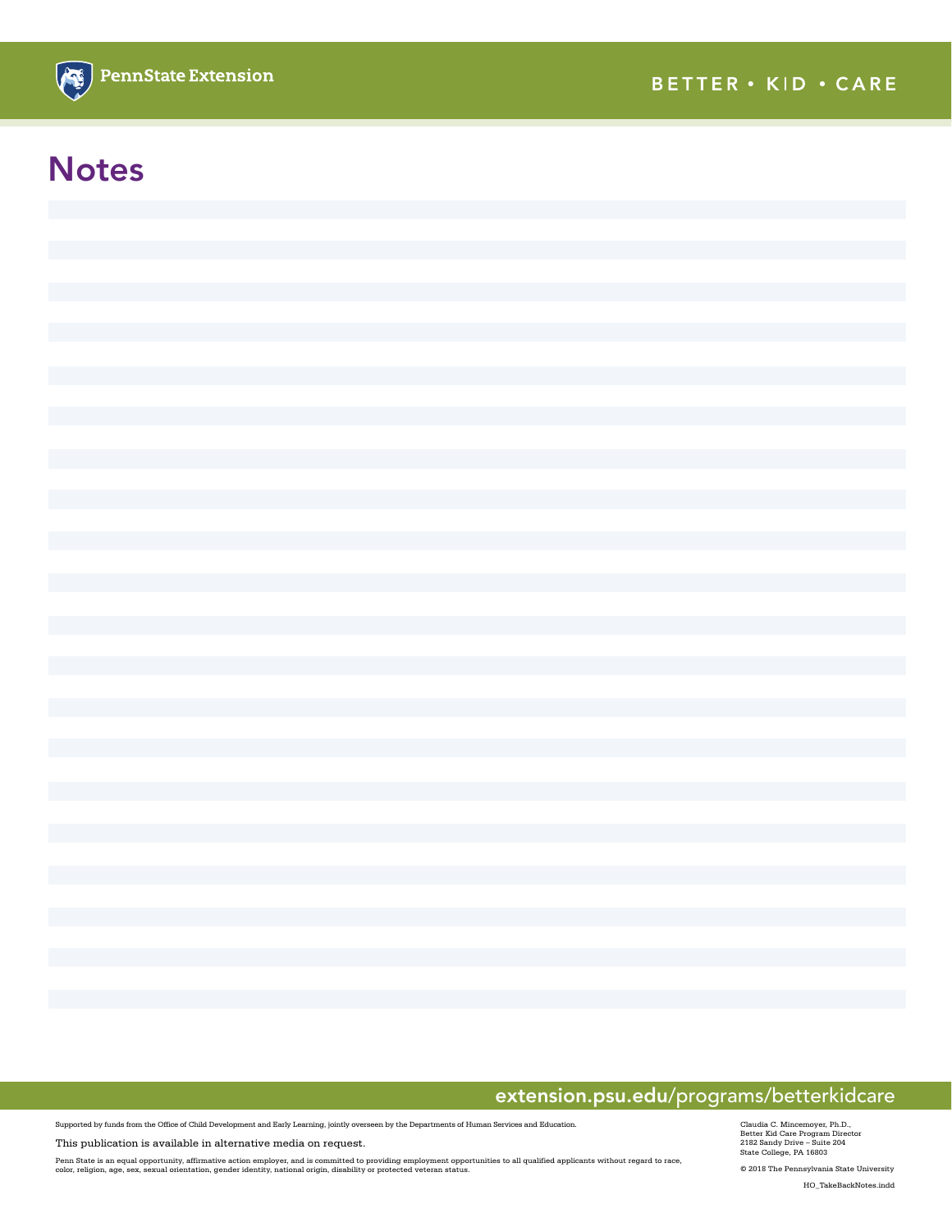PennState Extension

BETTER • KID • CARE

# Notes

extension.psu.edu/programs/betterkidcare

Supported by funds from the Office of Child Development and Early Learning, jointly overseen by the Departments of Human Services and Education.

This publication is available in alternative media on request.

Penn State is an equal opportunity, affirmative action employer, and is committed to providing employment opportunities to all qualified applicants without regard to race, color, religion, age, sex, sexual orientation, gender identity, national origin, disability or protected veteran status.

Claudia C. Mincemoyer, Ph.D.,
Better Kid Care Program Director
2182 Sandy Drive – Suite 204
State College, PA 16803

© 2018 The Pennsylvania State University

HO_TakeBackNotes.indd